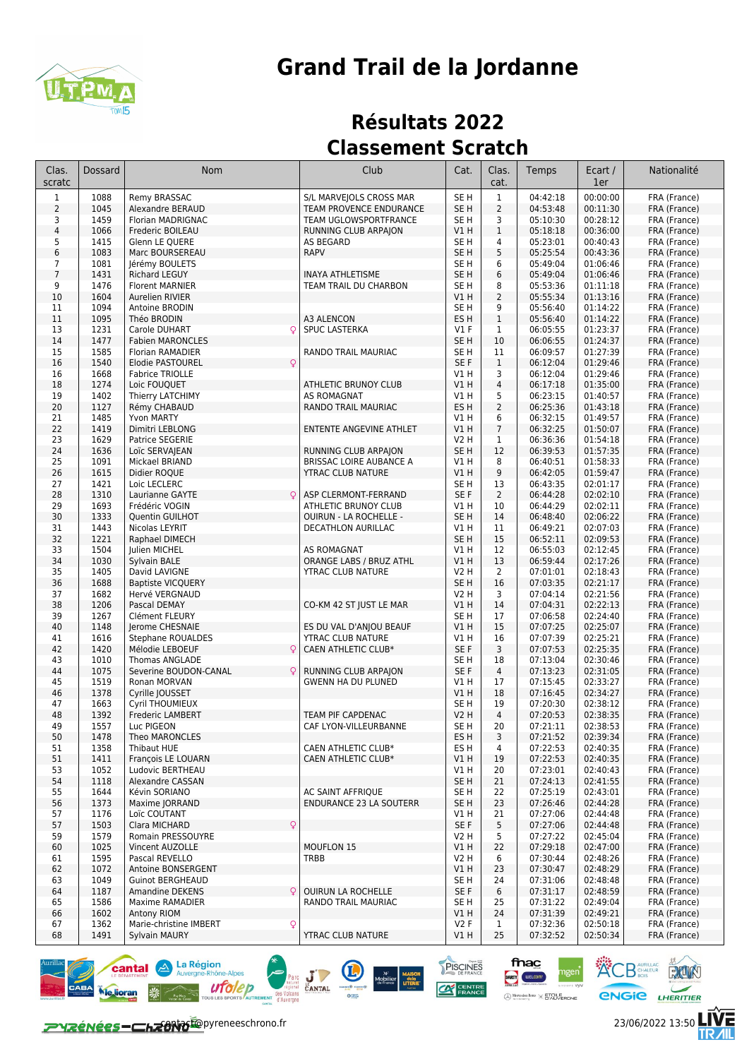# Grand Trail de la Jordanne

## Résultats 2022

## Classement Scratch

| Clas. scratc | Dossard | Nom | Club | Cat. | Clas. cat. | Temps | Ecart / 1er | Nationalité |
|---|---|---|---|---|---|---|---|---|
| 1 | 1088 | Remy BRASSAC | S/L MARVEJOLS CROSS MAR | SE H | 1 | 04:42:18 | 00:00:00 | FRA (France) |
| 2 | 1045 | Alexandre BERAUD | TEAM PROVENCE ENDURANCE | SE H | 2 | 04:53:48 | 00:11:30 | FRA (France) |
| 3 | 1459 | Florian MADRIGNAC | TEAM UGLOWSPORTFRANCE | SE H | 3 | 05:10:30 | 00:28:12 | FRA (France) |
| 4 | 1066 | Frederic BOILEAU | RUNNING CLUB ARPAJON | V1 H | 1 | 05:18:18 | 00:36:00 | FRA (France) |
| 5 | 1415 | Glenn LE QUERE | AS BEGARD | SE H | 4 | 05:23:01 | 00:40:43 | FRA (France) |
| 6 | 1083 | Marc BOURSEREAU | RAPV | SE H | 5 | 05:25:54 | 00:43:36 | FRA (France) |
| 7 | 1081 | Jérémy BOULETS | | SE H | 6 | 05:49:04 | 01:06:46 | FRA (France) |
| 7 | 1431 | Richard LEGUY | INAYA ATHLETISME | SE H | 6 | 05:49:04 | 01:06:46 | FRA (France) |
| 9 | 1476 | Florent MARNIER | TEAM TRAIL DU CHARBON | SE H | 8 | 05:53:36 | 01:11:18 | FRA (France) |
| 10 | 1604 | Aurelien RIVIER | | V1 H | 2 | 05:55:34 | 01:13:16 | FRA (France) |
| 11 | 1094 | Antoine BRODIN | | SE H | 9 | 05:56:40 | 01:14:22 | FRA (France) |
| 11 | 1095 | Théo BRODIN | A3 ALENCON | ES H | 1 | 05:56:40 | 01:14:22 | FRA (France) |
| 13 | 1231 | Carole DUHART ♀ | SPUC LASTERKA | V1 F | 1 | 06:05:55 | 01:23:37 | FRA (France) |
| 14 | 1477 | Fabien MARONCLES | | SE H | 10 | 06:06:55 | 01:24:37 | FRA (France) |
| 15 | 1585 | Florian RAMADIER | RANDO TRAIL MAURIAC | SE H | 11 | 06:09:57 | 01:27:39 | FRA (France) |
| 16 | 1540 | Elodie PASTOUREL ♀ | | SE F | 1 | 06:12:04 | 01:29:46 | FRA (France) |
| 16 | 1668 | Fabrice TRIOLLE | | V1 H | 3 | 06:12:04 | 01:29:46 | FRA (France) |
| 18 | 1274 | Loic FOUQUET | ATHLETIC BRUNOY CLUB | V1 H | 4 | 06:17:18 | 01:35:00 | FRA (France) |
| 19 | 1402 | Thierry LATCHIMY | AS ROMAGNAT | V1 H | 5 | 06:23:15 | 01:40:57 | FRA (France) |
| 20 | 1127 | Rémy CHABAUD | RANDO TRAIL MAURIAC | ES H | 2 | 06:25:36 | 01:43:18 | FRA (France) |
| 21 | 1485 | Yvon MARTY | | V1 H | 6 | 06:32:15 | 01:49:57 | FRA (France) |
| 22 | 1419 | Dimitri LEBLONG | ENTENTE ANGEVINE ATHLET | V1 H | 7 | 06:32:25 | 01:50:07 | FRA (France) |
| 23 | 1629 | Patrice SEGERIE | | V2 H | 1 | 06:36:36 | 01:54:18 | FRA (France) |
| 24 | 1636 | Loïc SERVAJEAN | RUNNING CLUB ARPAJON | SE H | 12 | 06:39:53 | 01:57:35 | FRA (France) |
| 25 | 1091 | Mickael BRIAND | BRISSAC LOIRE AUBANCE A | V1 H | 8 | 06:40:51 | 01:58:33 | FRA (France) |
| 26 | 1615 | Didier ROQUE | YTRAC CLUB NATURE | V1 H | 9 | 06:42:05 | 01:59:47 | FRA (France) |
| 27 | 1421 | Loic LECLERC | | SE H | 13 | 06:43:35 | 02:01:17 | FRA (France) |
| 28 | 1310 | Laurianne GAYTE ♀ | ASP CLERMONT-FERRAND | SE F | 2 | 06:44:28 | 02:02:10 | FRA (France) |
| 29 | 1693 | Frédéric VOGIN | ATHLETIC BRUNOY CLUB | V1 H | 10 | 06:44:29 | 02:02:11 | FRA (France) |
| 30 | 1333 | Quentin GUILHOT | OUIRUN - LA ROCHELLE - | SE H | 14 | 06:48:40 | 02:06:22 | FRA (France) |
| 31 | 1443 | Nicolas LEYRIT | DECATHLON AURILLAC | V1 H | 11 | 06:49:21 | 02:07:03 | FRA (France) |
| 32 | 1221 | Raphael DIMECH | | SE H | 15 | 06:52:11 | 02:09:53 | FRA (France) |
| 33 | 1504 | Julien MICHEL | AS ROMAGNAT | V1 H | 12 | 06:55:03 | 02:12:45 | FRA (France) |
| 34 | 1030 | Sylvain BALE | ORANGE LABS / BRUZ ATHL | V1 H | 13 | 06:59:44 | 02:17:26 | FRA (France) |
| 35 | 1405 | David LAVIGNE | YTRAC CLUB NATURE | V2 H | 2 | 07:01:01 | 02:18:43 | FRA (France) |
| 36 | 1688 | Baptiste VICQUERY | | SE H | 16 | 07:03:35 | 02:21:17 | FRA (France) |
| 37 | 1682 | Hervé VERGNAUD | | V2 H | 3 | 07:04:14 | 02:21:56 | FRA (France) |
| 38 | 1206 | Pascal DEMAY | CO-KM 42 ST JUST LE MAR | V1 H | 14 | 07:04:31 | 02:22:13 | FRA (France) |
| 39 | 1267 | Clément FLEURY | | SE H | 17 | 07:06:58 | 02:24:40 | FRA (France) |
| 40 | 1148 | Jerome CHESNAIE | ES DU VAL D'ANJOU BEAUF | V1 H | 15 | 07:07:25 | 02:25:07 | FRA (France) |
| 41 | 1616 | Stephane ROUALDES | YTRAC CLUB NATURE | V1 H | 16 | 07:07:39 | 02:25:21 | FRA (France) |
| 42 | 1420 | Mélodie LEBOEUF ♀ | CAEN ATHLETIC CLUB* | SE F | 3 | 07:07:53 | 02:25:35 | FRA (France) |
| 43 | 1010 | Thomas ANGLADE | | SE H | 18 | 07:13:04 | 02:30:46 | FRA (France) |
| 44 | 1075 | Severine BOUDON-CANAL ♀ | RUNNING CLUB ARPAJON | SE F | 4 | 07:13:23 | 02:31:05 | FRA (France) |
| 45 | 1519 | Ronan MORVAN | GWENN HA DU PLUNED | V1 H | 17 | 07:15:45 | 02:33:27 | FRA (France) |
| 46 | 1378 | Cyrille JOUSSET | | V1 H | 18 | 07:16:45 | 02:34:27 | FRA (France) |
| 47 | 1663 | Cyril THOUMIEUX | | SE H | 19 | 07:20:30 | 02:38:12 | FRA (France) |
| 48 | 1392 | Frederic LAMBERT | TEAM PIF CAPDENAC | V2 H | 4 | 07:20:53 | 02:38:35 | FRA (France) |
| 49 | 1557 | Luc PIGEON | CAF LYON-VILLEURBANNE | SE H | 20 | 07:21:11 | 02:38:53 | FRA (France) |
| 50 | 1478 | Theo MARONCLES | | ES H | 3 | 07:21:52 | 02:39:34 | FRA (France) |
| 51 | 1358 | Thibaut HUE | CAEN ATHLETIC CLUB* | ES H | 4 | 07:22:53 | 02:40:35 | FRA (France) |
| 51 | 1411 | François LE LOUARN | CAEN ATHLETIC CLUB* | V1 H | 19 | 07:22:53 | 02:40:35 | FRA (France) |
| 53 | 1052 | Ludovic BERTHEAU | | V1 H | 20 | 07:23:01 | 02:40:43 | FRA (France) |
| 54 | 1118 | Alexandre CASSAN | | SE H | 21 | 07:24:13 | 02:41:55 | FRA (France) |
| 55 | 1644 | Kévin SORIANO | AC SAINT AFFRIQUE | SE H | 22 | 07:25:19 | 02:43:01 | FRA (France) |
| 56 | 1373 | Maxime JORRAND | ENDURANCE 23 LA SOUTERR | SE H | 23 | 07:26:46 | 02:44:28 | FRA (France) |
| 57 | 1176 | Loïc COUTANT | | V1 H | 21 | 07:27:06 | 02:44:48 | FRA (France) |
| 57 | 1503 | Clara MICHARD ♀ | | SE F | 5 | 07:27:06 | 02:44:48 | FRA (France) |
| 59 | 1579 | Romain PRESSOUYRE | | V2 H | 5 | 07:27:22 | 02:45:04 | FRA (France) |
| 60 | 1025 | Vincent AUZOLLE | MOUFLON 15 | V1 H | 22 | 07:29:18 | 02:47:00 | FRA (France) |
| 61 | 1595 | Pascal REVELLO | TRBB | V2 H | 6 | 07:30:44 | 02:48:26 | FRA (France) |
| 62 | 1072 | Antoine BONSERGENT | | V1 H | 23 | 07:30:47 | 02:48:29 | FRA (France) |
| 63 | 1049 | Guinot BERGHEAUD | | SE H | 24 | 07:31:06 | 02:48:48 | FRA (France) |
| 64 | 1187 | Amandine DEKENS ♀ | OUIRUN LA ROCHELLE | SE F | 6 | 07:31:17 | 02:48:59 | FRA (France) |
| 65 | 1586 | Maxime RAMADIER | RANDO TRAIL MAURIAC | SE H | 25 | 07:31:22 | 02:49:04 | FRA (France) |
| 66 | 1602 | Antony RIOM | | V1 H | 24 | 07:31:39 | 02:49:21 | FRA (France) |
| 67 | 1362 | Marie-christine IMBERT ♀ | | V2 F | 1 | 07:32:36 | 02:50:18 | FRA (France) |
| 68 | 1491 | Sylvain MAURY | YTRAC CLUB NATURE | V1 H | 25 | 07:32:52 | 02:50:34 | FRA (France) |

contact@pyreneeschrono.fr

23/06/2022 13:50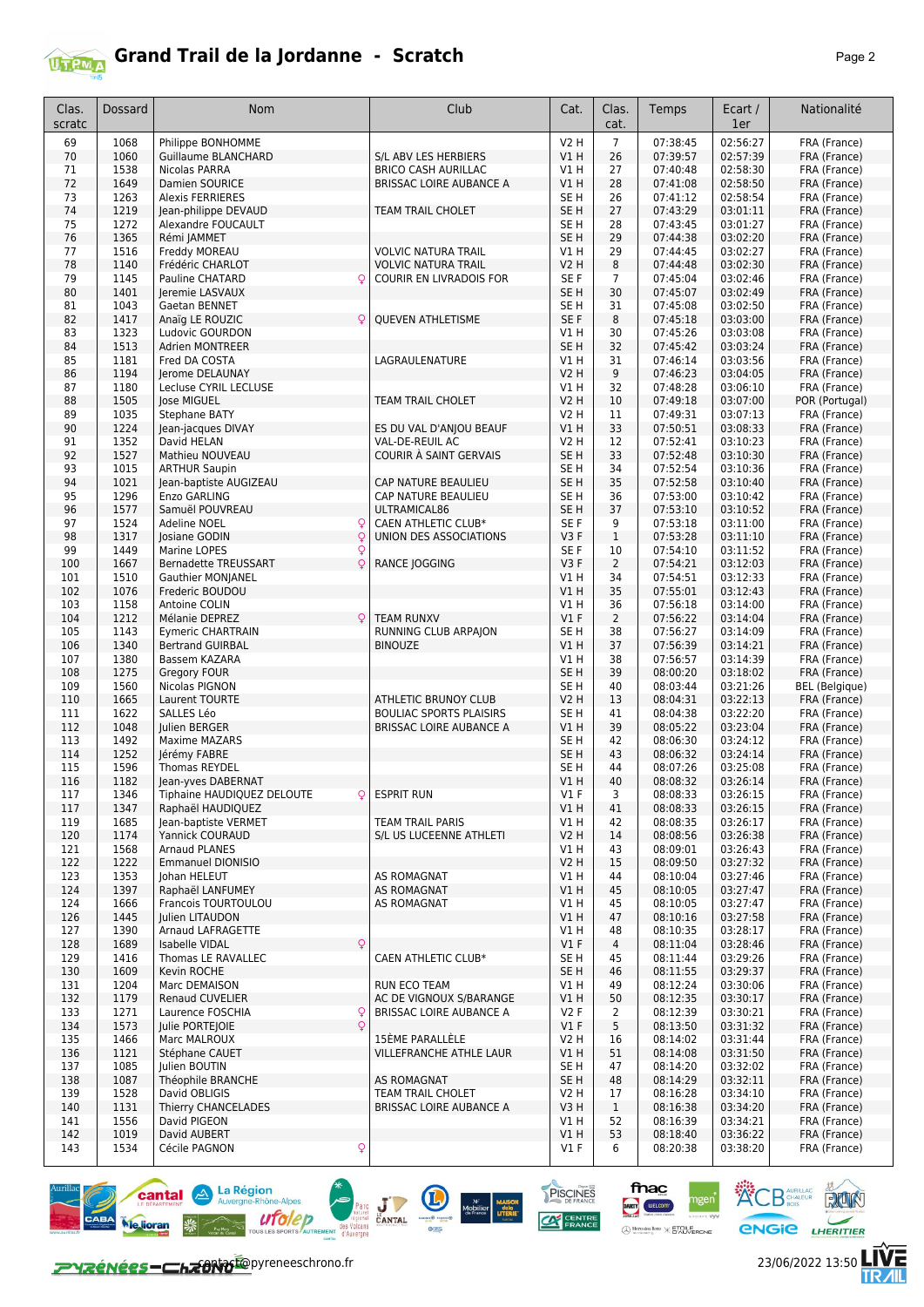# Grand Trail de la Jordanne - Scratch

| Clas. scratc | Dossard | Nom | | Club | Cat. | Clas. cat. | Temps | Ecart / 1er | Nationalité |
|---|---|---|---|---|---|---|---|---|---|
| 69 | 1068 | Philippe BONHOMME | | | V2 H | 7 | 07:38:45 | 02:56:27 | FRA (France) |
| 70 | 1060 | Guillaume BLANCHARD | | S/L ABV LES HERBIERS | V1 H | 26 | 07:39:57 | 02:57:39 | FRA (France) |
| 71 | 1538 | Nicolas PARRA | | BRICO CASH AURILLAC | V1 H | 27 | 07:40:48 | 02:58:30 | FRA (France) |
| 72 | 1649 | Damien SOURICE | | BRISSAC LOIRE AUBANCE A | V1 H | 28 | 07:41:08 | 02:58:50 | FRA (France) |
| 73 | 1263 | Alexis FERRIERES | | | SE H | 26 | 07:41:12 | 02:58:54 | FRA (France) |
| 74 | 1219 | Jean-philippe DEVAUD | | TEAM TRAIL CHOLET | SE H | 27 | 07:43:29 | 03:01:11 | FRA (France) |
| 75 | 1272 | Alexandre FOUCAULT | | | SE H | 28 | 07:43:45 | 03:01:27 | FRA (France) |
| 76 | 1365 | Rémi JAMMET | | | SE H | 29 | 07:44:38 | 03:02:20 | FRA (France) |
| 77 | 1516 | Freddy MOREAU | | VOLVIC NATURA TRAIL | V1 H | 29 | 07:44:45 | 03:02:27 | FRA (France) |
| 78 | 1140 | Frédéric CHARLOT | | VOLVIC NATURA TRAIL | V2 H | 8 | 07:44:48 | 03:02:30 | FRA (France) |
| 79 | 1145 | Pauline CHARTARD | ♀ | COURIR EN LIVRADOIS FOR | SE F | 7 | 07:45:04 | 03:02:46 | FRA (France) |
| 80 | 1401 | Jeremie LASVAUX | | | SE H | 30 | 07:45:07 | 03:02:49 | FRA (France) |
| 81 | 1043 | Gaetan BENNET | | | SE H | 31 | 07:45:08 | 03:02:50 | FRA (France) |
| 82 | 1417 | Anaïg LE ROUZIC | ♀ | QUEVEN ATHLETISME | SE F | 8 | 07:45:18 | 03:03:00 | FRA (France) |
| 83 | 1323 | Ludovic GOURDON | | | V1 H | 30 | 07:45:26 | 03:03:08 | FRA (France) |
| 84 | 1513 | Adrien MONTREER | | | SE H | 32 | 07:45:42 | 03:03:24 | FRA (France) |
| 85 | 1181 | Fred DA COSTA | | LAGRAULENATURE | V1 H | 31 | 07:46:14 | 03:03:56 | FRA (France) |
| 86 | 1194 | Jerome DELAUNAY | | | V2 H | 9 | 07:46:23 | 03:04:05 | FRA (France) |
| 87 | 1180 | Lecluse CYRIL LECLUSE | | | V1 H | 32 | 07:48:28 | 03:06:10 | FRA (France) |
| 88 | 1505 | Jose MIGUEL | | TEAM TRAIL CHOLET | V2 H | 10 | 07:49:18 | 03:07:00 | POR (Portugal) |
| 89 | 1035 | Stephane BATY | | | V2 H | 11 | 07:49:31 | 03:07:13 | FRA (France) |
| 90 | 1224 | Jean-jacques DIVAY | | ES DU VAL D'ANJOU BEAUF | V1 H | 33 | 07:50:51 | 03:08:33 | FRA (France) |
| 91 | 1352 | David HELAN | | VAL-DE-REUIL AC | V2 H | 12 | 07:52:41 | 03:10:23 | FRA (France) |
| 92 | 1527 | Mathieu NOUVEAU | | COURIR À SAINT GERVAIS | SE H | 33 | 07:52:48 | 03:10:30 | FRA (France) |
| 93 | 1015 | ARTHUR Saupin | | | SE H | 34 | 07:52:54 | 03:10:36 | FRA (France) |
| 94 | 1021 | Jean-baptiste AUGIZEAU | | CAP NATURE BEAULIEU | SE H | 35 | 07:52:58 | 03:10:40 | FRA (France) |
| 95 | 1296 | Enzo GARLING | | CAP NATURE BEAULIEU | SE H | 36 | 07:53:00 | 03:10:42 | FRA (France) |
| 96 | 1577 | Samuël POUVREAU | | ULTRAMICAL86 | SE H | 37 | 07:53:10 | 03:10:52 | FRA (France) |
| 97 | 1524 | Adeline NOEL | ♀ | CAEN ATHLETIC CLUB* | SE F | 9 | 07:53:18 | 03:11:00 | FRA (France) |
| 98 | 1317 | Josiane GODIN | ♀ | UNION DES ASSOCIATIONS | V3 F | 1 | 07:53:28 | 03:11:10 | FRA (France) |
| 99 | 1449 | Marine LOPES | ♀ | | SE F | 10 | 07:54:10 | 03:11:52 | FRA (France) |
| 100 | 1667 | Bernadette TREUSSART | ♀ | RANCE JOGGING | V3 F | 2 | 07:54:21 | 03:12:03 | FRA (France) |
| 101 | 1510 | Gauthier MONJANEL | | | V1 H | 34 | 07:54:51 | 03:12:33 | FRA (France) |
| 102 | 1076 | Frederic BOUDOU | | | V1 H | 35 | 07:55:01 | 03:12:43 | FRA (France) |
| 103 | 1158 | Antoine COLIN | | | V1 H | 36 | 07:56:18 | 03:14:00 | FRA (France) |
| 104 | 1212 | Mélanie DEPREZ | ♀ | TEAM RUNXV | V1 F | 2 | 07:56:22 | 03:14:04 | FRA (France) |
| 105 | 1143 | Eymeric CHARTRAIN | | RUNNING CLUB ARPAJON | SE H | 38 | 07:56:27 | 03:14:09 | FRA (France) |
| 106 | 1340 | Bertrand GUIRBAL | | BINOUZE | V1 H | 37 | 07:56:39 | 03:14:21 | FRA (France) |
| 107 | 1380 | Bassem KAZARA | | | V1 H | 38 | 07:56:57 | 03:14:39 | FRA (France) |
| 108 | 1275 | Gregory FOUR | | | SE H | 39 | 08:00:20 | 03:18:02 | FRA (France) |
| 109 | 1560 | Nicolas PIGNON | | | SE H | 40 | 08:03:44 | 03:21:26 | BEL (Belgique) |
| 110 | 1665 | Laurent TOURTE | | ATHLETIC BRUNOY CLUB | V2 H | 13 | 08:04:31 | 03:22:13 | FRA (France) |
| 111 | 1622 | SALLES Léo | | BOULIAC SPORTS PLAISIRS | SE H | 41 | 08:04:38 | 03:22:20 | FRA (France) |
| 112 | 1048 | Julien BERGER | | BRISSAC LOIRE AUBANCE A | V1 H | 39 | 08:05:22 | 03:23:04 | FRA (France) |
| 113 | 1492 | Maxime MAZARS | | | SE H | 42 | 08:06:30 | 03:24:12 | FRA (France) |
| 114 | 1252 | Jérémy FABRE | | | SE H | 43 | 08:06:32 | 03:24:14 | FRA (France) |
| 115 | 1596 | Thomas REYDEL | | | SE H | 44 | 08:07:26 | 03:25:08 | FRA (France) |
| 116 | 1182 | Jean-yves DABERNAT | | | V1 H | 40 | 08:08:32 | 03:26:14 | FRA (France) |
| 117 | 1346 | Tiphaine HAUDIQUEZ DELOUTE | ♀ | ESPRIT RUN | V1 F | 3 | 08:08:33 | 03:26:15 | FRA (France) |
| 117 | 1347 | Raphaël HAUDIQUEZ | | | V1 H | 41 | 08:08:33 | 03:26:15 | FRA (France) |
| 119 | 1685 | Jean-baptiste VERMET | | TEAM TRAIL PARIS | V1 H | 42 | 08:08:35 | 03:26:17 | FRA (France) |
| 120 | 1174 | Yannick COURAUD | | S/L US LUCEENNE ATHLETI | V2 H | 14 | 08:08:56 | 03:26:38 | FRA (France) |
| 121 | 1568 | Arnaud PLANES | | | V1 H | 43 | 08:09:01 | 03:26:43 | FRA (France) |
| 122 | 1222 | Emmanuel DIONISIO | | | V2 H | 15 | 08:09:50 | 03:27:32 | FRA (France) |
| 123 | 1353 | Johan HELEUT | | AS ROMAGNAT | V1 H | 44 | 08:10:04 | 03:27:46 | FRA (France) |
| 124 | 1397 | Raphaël LANFUMEY | | AS ROMAGNAT | V1 H | 45 | 08:10:05 | 03:27:47 | FRA (France) |
| 124 | 1666 | Francois TOURTOULOU | | AS ROMAGNAT | V1 H | 45 | 08:10:05 | 03:27:47 | FRA (France) |
| 126 | 1445 | Julien LITAUDON | | | V1 H | 47 | 08:10:16 | 03:27:58 | FRA (France) |
| 127 | 1390 | Arnaud LAFRAGETTE | | | V1 H | 48 | 08:10:35 | 03:28:17 | FRA (France) |
| 128 | 1689 | Isabelle VIDAL | ♀ | | V1 F | 4 | 08:11:04 | 03:28:46 | FRA (France) |
| 129 | 1416 | Thomas LE RAVALLEC | | CAEN ATHLETIC CLUB* | SE H | 45 | 08:11:44 | 03:29:26 | FRA (France) |
| 130 | 1609 | Kevin ROCHE | | | SE H | 46 | 08:11:55 | 03:29:37 | FRA (France) |
| 131 | 1204 | Marc DEMAISON | | RUN ECO TEAM | V1 H | 49 | 08:12:24 | 03:30:06 | FRA (France) |
| 132 | 1179 | Renaud CUVELIER | | AC DE VIGNOUX S/BARANGE | V1 H | 50 | 08:12:35 | 03:30:17 | FRA (France) |
| 133 | 1271 | Laurence FOSCHIA | ♀ | BRISSAC LOIRE AUBANCE A | V2 F | 2 | 08:12:39 | 03:30:21 | FRA (France) |
| 134 | 1573 | Julie PORTEJOIE | ♀ | | V1 F | 5 | 08:13:50 | 03:31:32 | FRA (France) |
| 135 | 1466 | Marc MALROUX | | 15ÈME PARALLÈLE | V2 H | 16 | 08:14:02 | 03:31:44 | FRA (France) |
| 136 | 1121 | Stéphane CAUET | | VILLEFRANCHE ATHLE LAUR | V1 H | 51 | 08:14:08 | 03:31:50 | FRA (France) |
| 137 | 1085 | Julien BOUTIN | | | SE H | 47 | 08:14:20 | 03:32:02 | FRA (France) |
| 138 | 1087 | Théophile BRANCHE | | AS ROMAGNAT | SE H | 48 | 08:14:29 | 03:32:11 | FRA (France) |
| 139 | 1528 | David OBLIGIS | | TEAM TRAIL CHOLET | V2 H | 17 | 08:16:28 | 03:34:10 | FRA (France) |
| 140 | 1131 | Thierry CHANCELADES | | BRISSAC LOIRE AUBANCE A | V3 H | 1 | 08:16:38 | 03:34:20 | FRA (France) |
| 141 | 1556 | David PIGEON | | | V1 H | 52 | 08:16:39 | 03:34:21 | FRA (France) |
| 142 | 1019 | David AUBERT | | | V1 H | 53 | 08:18:40 | 03:36:22 | FRA (France) |
| 143 | 1534 | Cécile PAGNON | ♀ | | V1 F | 6 | 08:20:38 | 03:38:20 | FRA (France) |

contact@pyreneeschrono.fr

23/06/2022 13:50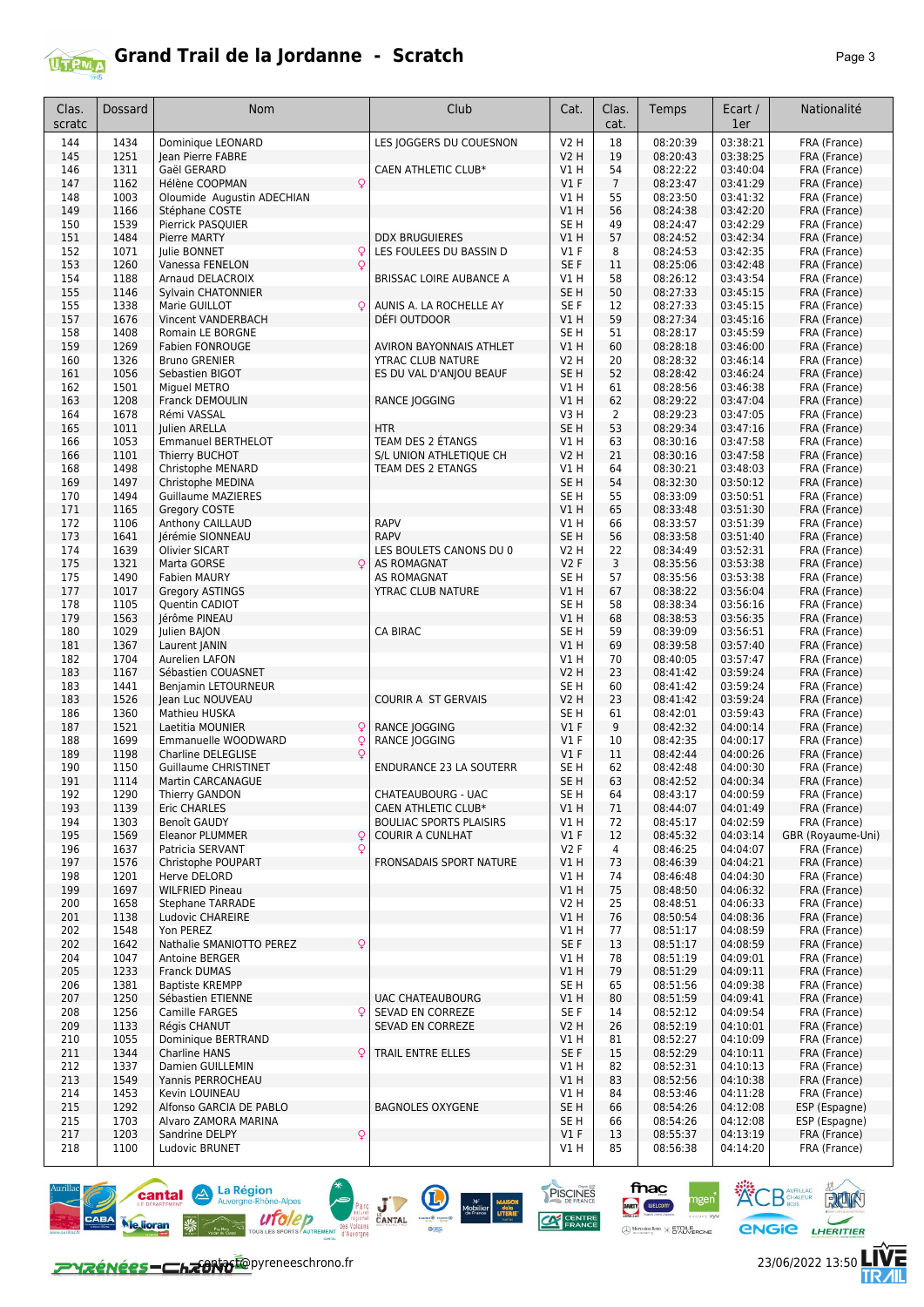# Grand Trail de la Jordanne - Scratch

| Clas. scratc | Dossard | Nom | | Club | Cat. | Clas. cat. | Temps | Ecart / 1er | Nationalité |
|---|---|---|---|---|---|---|---|---|---|
| 144 | 1434 | Dominique LEONARD | | LES JOGGERS DU COUESNON | V2 H | 18 | 08:20:39 | 03:38:21 | FRA (France) |
| 145 | 1251 | Jean Pierre FABRE | | | V2 H | 19 | 08:20:43 | 03:38:25 | FRA (France) |
| 146 | 1311 | Gaël GERARD | | CAEN ATHLETIC CLUB* | V1 H | 54 | 08:22:22 | 03:40:04 | FRA (France) |
| 147 | 1162 | Hélène COOPMAN | ♀ | | V1 F | 7 | 08:23:47 | 03:41:29 | FRA (France) |
| 148 | 1003 | Oloumide Augustin ADECHIAN | | | V1 H | 55 | 08:23:50 | 03:41:32 | FRA (France) |
| 149 | 1166 | Stéphane COSTE | | | V1 H | 56 | 08:24:38 | 03:42:20 | FRA (France) |
| 150 | 1539 | Pierrick PASQUIER | | | SE H | 49 | 08:24:47 | 03:42:29 | FRA (France) |
| 151 | 1484 | Pierre MARTY | | DDX BRUGUIERES | V1 H | 57 | 08:24:52 | 03:42:34 | FRA (France) |
| 152 | 1071 | Julie BONNET | ♀ | LES FOULEES DU BASSIN D | V1 F | 8 | 08:24:53 | 03:42:35 | FRA (France) |
| 153 | 1260 | Vanessa FENELON | ♀ | | SE F | 11 | 08:25:06 | 03:42:48 | FRA (France) |
| 154 | 1188 | Arnaud DELACROIX | | BRISSAC LOIRE AUBANCE A | V1 H | 58 | 08:26:12 | 03:43:54 | FRA (France) |
| 155 | 1146 | Sylvain CHATONNIER | | | SE H | 50 | 08:27:33 | 03:45:15 | FRA (France) |
| 155 | 1338 | Marie GUILLOT | ♀ | AUNIS A. LA ROCHELLE AY | SE F | 12 | 08:27:33 | 03:45:15 | FRA (France) |
| 157 | 1676 | Vincent VANDERBACH | | DÉFI OUTDOOR | V1 H | 59 | 08:27:34 | 03:45:16 | FRA (France) |
| 158 | 1408 | Romain LE BORGNE | | | SE H | 51 | 08:28:17 | 03:45:59 | FRA (France) |
| 159 | 1269 | Fabien FONROUGE | | AVIRON BAYONNAIS ATHLET | V1 H | 60 | 08:28:18 | 03:46:00 | FRA (France) |
| 160 | 1326 | Bruno GRENIER | | YTRAC CLUB NATURE | V2 H | 20 | 08:28:32 | 03:46:14 | FRA (France) |
| 161 | 1056 | Sebastien BIGOT | | ES DU VAL D'ANJOU BEAUF | SE H | 52 | 08:28:42 | 03:46:24 | FRA (France) |
| 162 | 1501 | Miguel METRO | | | V1 H | 61 | 08:28:56 | 03:46:38 | FRA (France) |
| 163 | 1208 | Franck DEMOULIN | | RANCE JOGGING | V1 H | 62 | 08:29:22 | 03:47:04 | FRA (France) |
| 164 | 1678 | Rémi VASSAL | | | V3 H | 2 | 08:29:23 | 03:47:05 | FRA (France) |
| 165 | 1011 | Julien ARELLA | | HTR | SE H | 53 | 08:29:34 | 03:47:16 | FRA (France) |
| 166 | 1053 | Emmanuel BERTHELOT | | TEAM DES 2 ÉTANGS | V1 H | 63 | 08:30:16 | 03:47:58 | FRA (France) |
| 166 | 1101 | Thierry BUCHOT | | S/L UNION ATHLETIQUE CH | V2 H | 21 | 08:30:16 | 03:47:58 | FRA (France) |
| 168 | 1498 | Christophe MENARD | | TEAM DES 2 ETANGS | V1 H | 64 | 08:30:21 | 03:48:03 | FRA (France) |
| 169 | 1497 | Christophe MEDINA | | | SE H | 54 | 08:32:30 | 03:50:12 | FRA (France) |
| 170 | 1494 | Guillaume MAZIERES | | | SE H | 55 | 08:33:09 | 03:50:51 | FRA (France) |
| 171 | 1165 | Gregory COSTE | | | V1 H | 65 | 08:33:48 | 03:51:30 | FRA (France) |
| 172 | 1106 | Anthony CAILLAUD | | RAPV | V1 H | 66 | 08:33:57 | 03:51:39 | FRA (France) |
| 173 | 1641 | Jérémie SIONNEAU | | RAPV | SE H | 56 | 08:33:58 | 03:51:40 | FRA (France) |
| 174 | 1639 | Olivier SICART | | LES BOULETS CANONS DU 0 | V2 H | 22 | 08:34:49 | 03:52:31 | FRA (France) |
| 175 | 1321 | Marta GORSE | ♀ | AS ROMAGNAT | V2 F | 3 | 08:35:56 | 03:53:38 | FRA (France) |
| 175 | 1490 | Fabien MAURY | | AS ROMAGNAT | SE H | 57 | 08:35:56 | 03:53:38 | FRA (France) |
| 177 | 1017 | Gregory ASTINGS | | YTRAC CLUB NATURE | V1 H | 67 | 08:38:22 | 03:56:04 | FRA (France) |
| 178 | 1105 | Quentin CADIOT | | | SE H | 58 | 08:38:34 | 03:56:16 | FRA (France) |
| 179 | 1563 | Jérôme PINEAU | | | V1 H | 68 | 08:38:53 | 03:56:35 | FRA (France) |
| 180 | 1029 | Julien BAJON | | CA BIRAC | SE H | 59 | 08:39:09 | 03:56:51 | FRA (France) |
| 181 | 1367 | Laurent JANIN | | | V1 H | 69 | 08:39:58 | 03:57:40 | FRA (France) |
| 182 | 1704 | Aurelien LAFON | | | V1 H | 70 | 08:40:05 | 03:57:47 | FRA (France) |
| 183 | 1167 | Sébastien COUASNET | | | V2 H | 23 | 08:41:42 | 03:59:24 | FRA (France) |
| 183 | 1441 | Benjamin LETOURNEUR | | | SE H | 60 | 08:41:42 | 03:59:24 | FRA (France) |
| 183 | 1526 | Jean Luc NOUVEAU | | COURIR A ST GERVAIS | V2 H | 23 | 08:41:42 | 03:59:24 | FRA (France) |
| 186 | 1360 | Mathieu HUSKA | | | SE H | 61 | 08:42:01 | 03:59:43 | FRA (France) |
| 187 | 1521 | Laetitia MOUNIER | ♀ | RANCE JOGGING | V1 F | 9 | 08:42:32 | 04:00:14 | FRA (France) |
| 188 | 1699 | Emmanuelle WOODWARD | ♀ | RANCE JOGGING | V1 F | 10 | 08:42:35 | 04:00:17 | FRA (France) |
| 189 | 1198 | Charline DELEGLISE | ♀ | | V1 F | 11 | 08:42:44 | 04:00:26 | FRA (France) |
| 190 | 1150 | Guillaume CHRISTINET | | ENDURANCE 23 LA SOUTERR | SE H | 62 | 08:42:48 | 04:00:30 | FRA (France) |
| 191 | 1114 | Martin CARCANAGUE | | | SE H | 63 | 08:42:52 | 04:00:34 | FRA (France) |
| 192 | 1290 | Thierry GANDON | | CHATEAUBOURG - UAC | SE H | 64 | 08:43:17 | 04:00:59 | FRA (France) |
| 193 | 1139 | Eric CHARLES | | CAEN ATHLETIC CLUB* | V1 H | 71 | 08:44:07 | 04:01:49 | FRA (France) |
| 194 | 1303 | Benoît GAUDY | | BOULIAC SPORTS PLAISIRS | V1 H | 72 | 08:45:17 | 04:02:59 | FRA (France) |
| 195 | 1569 | Eleanor PLUMMER | ♀ | COURIR A CUNLHAT | V1 F | 12 | 08:45:32 | 04:03:14 | GBR (Royaume-Uni) |
| 196 | 1637 | Patricia SERVANT | ♀ | | V2 F | 4 | 08:46:25 | 04:04:07 | FRA (France) |
| 197 | 1576 | Christophe POUPART | | FRONSADAIS SPORT NATURE | V1 H | 73 | 08:46:39 | 04:04:21 | FRA (France) |
| 198 | 1201 | Herve DELORD | | | V1 H | 74 | 08:46:48 | 04:04:30 | FRA (France) |
| 199 | 1697 | WILFRIED Pineau | | | V1 H | 75 | 08:48:50 | 04:06:32 | FRA (France) |
| 200 | 1658 | Stephane TARRADE | | | V2 H | 25 | 08:48:51 | 04:06:33 | FRA (France) |
| 201 | 1138 | Ludovic CHAREIRE | | | V1 H | 76 | 08:50:54 | 04:08:36 | FRA (France) |
| 202 | 1548 | Yon PEREZ | | | V1 H | 77 | 08:51:17 | 04:08:59 | FRA (France) |
| 202 | 1642 | Nathalie SMANIOTTO PEREZ | ♀ | | SE F | 13 | 08:51:17 | 04:08:59 | FRA (France) |
| 204 | 1047 | Antoine BERGER | | | V1 H | 78 | 08:51:19 | 04:09:01 | FRA (France) |
| 205 | 1233 | Franck DUMAS | | | V1 H | 79 | 08:51:29 | 04:09:11 | FRA (France) |
| 206 | 1381 | Baptiste KREMPP | | | SE H | 65 | 08:51:56 | 04:09:38 | FRA (France) |
| 207 | 1250 | Sébastien ETIENNE | | UAC CHATEAUBOURG | V1 H | 80 | 08:51:59 | 04:09:41 | FRA (France) |
| 208 | 1256 | Camille FARGES | ♀ | SEVAD EN CORREZE | SE F | 14 | 08:52:12 | 04:09:54 | FRA (France) |
| 209 | 1133 | Régis CHANUT | | SEVAD EN CORREZE | V2 H | 26 | 08:52:19 | 04:10:01 | FRA (France) |
| 210 | 1055 | Dominique BERTRAND | | | V1 H | 81 | 08:52:27 | 04:10:09 | FRA (France) |
| 211 | 1344 | Charline HANS | ♀ | TRAIL ENTRE ELLES | SE F | 15 | 08:52:29 | 04:10:11 | FRA (France) |
| 212 | 1337 | Damien GUILLEMIN | | | V1 H | 82 | 08:52:31 | 04:10:13 | FRA (France) |
| 213 | 1549 | Yannis PERROCHEAU | | | V1 H | 83 | 08:52:56 | 04:10:38 | FRA (France) |
| 214 | 1453 | Kevin LOUINEAU | | | V1 H | 84 | 08:53:46 | 04:11:28 | FRA (France) |
| 215 | 1292 | Alfonso GARCIA DE PABLO | | BAGNOLES OXYGENE | SE H | 66 | 08:54:26 | 04:12:08 | ESP (Espagne) |
| 215 | 1703 | Alvaro ZAMORA MARINA | | | SE H | 66 | 08:54:26 | 04:12:08 | ESP (Espagne) |
| 217 | 1203 | Sandrine DELPY | ♀ | | V1 F | 13 | 08:55:37 | 04:13:19 | FRA (France) |
| 218 | 1100 | Ludovic BRUNET | | | V1 H | 85 | 08:56:38 | 04:14:20 | FRA (France) |

contact@pyreneeschrono.fr

23/06/2022 13:50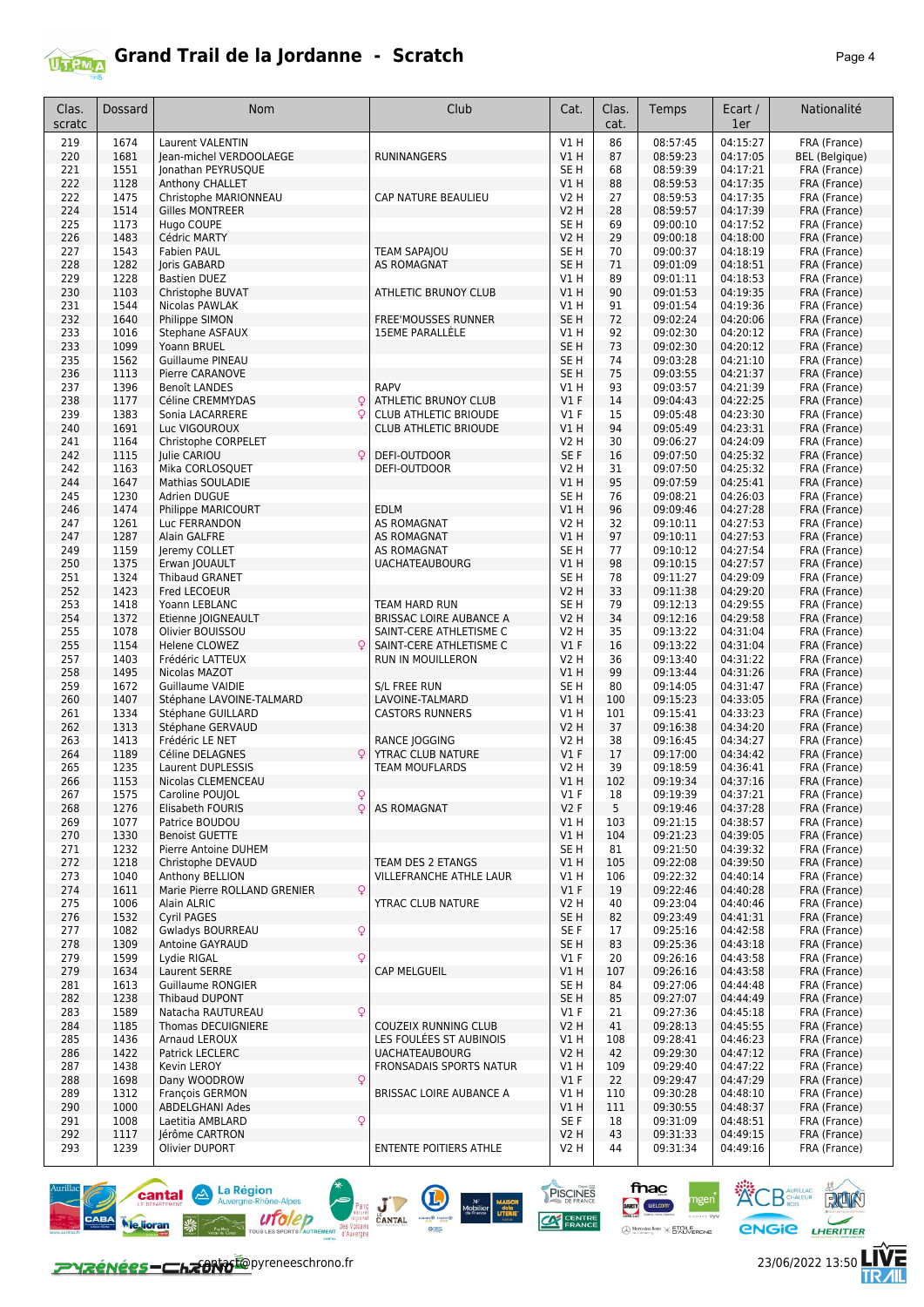# Grand Trail de la Jordanne - Scratch

| Clas. scratc | Dossard | Nom | Club | Cat. | Clas. cat. | Temps | Ecart / 1er | Nationalité |
|---|---|---|---|---|---|---|---|---|
| 219 | 1674 | Laurent VALENTIN | | V1 H | 86 | 08:57:45 | 04:15:27 | FRA (France) |
| 220 | 1681 | Jean-michel VERDOOLAEGE | RUNINANGERS | V1 H | 87 | 08:59:23 | 04:17:05 | BEL (Belgique) |
| 221 | 1551 | Jonathan PEYRUSQUE | | SE H | 68 | 08:59:39 | 04:17:21 | FRA (France) |
| 222 | 1128 | Anthony CHALLET | | V1 H | 88 | 08:59:53 | 04:17:35 | FRA (France) |
| 222 | 1475 | Christophe MARIONNEAU | CAP NATURE BEAULIEU | V2 H | 27 | 08:59:53 | 04:17:35 | FRA (France) |
| 224 | 1514 | Gilles MONTREER | | V2 H | 28 | 08:59:57 | 04:17:39 | FRA (France) |
| 225 | 1173 | Hugo COUPE | | SE H | 69 | 09:00:10 | 04:17:52 | FRA (France) |
| 226 | 1483 | Cédric MARTY | | V2 H | 29 | 09:00:18 | 04:18:00 | FRA (France) |
| 227 | 1543 | Fabien PAUL | TEAM SAPAJOU | SE H | 70 | 09:00:37 | 04:18:19 | FRA (France) |
| 228 | 1282 | Joris GABARD | AS ROMAGNAT | SE H | 71 | 09:01:09 | 04:18:51 | FRA (France) |
| 229 | 1228 | Bastien DUEZ | | V1 H | 89 | 09:01:11 | 04:18:53 | FRA (France) |
| 230 | 1103 | Christophe BUVAT | ATHLETIC BRUNOY CLUB | V1 H | 90 | 09:01:53 | 04:19:35 | FRA (France) |
| 231 | 1544 | Nicolas PAWLAK | | V1 H | 91 | 09:01:54 | 04:19:36 | FRA (France) |
| 232 | 1640 | Philippe SIMON | FREE'MOUSSES RUNNER | SE H | 72 | 09:02:24 | 04:20:06 | FRA (France) |
| 233 | 1016 | Stephane ASFAUX | 15EME PARALLÈLE | V1 H | 92 | 09:02:30 | 04:20:12 | FRA (France) |
| 233 | 1099 | Yoann BRUEL | | SE H | 73 | 09:02:30 | 04:20:12 | FRA (France) |
| 235 | 1562 | Guillaume PINEAU | | SE H | 74 | 09:03:28 | 04:21:10 | FRA (France) |
| 236 | 1113 | Pierre CARANOVE | | SE H | 75 | 09:03:55 | 04:21:37 | FRA (France) |
| 237 | 1396 | Benoît LANDES | RAPV | V1 H | 93 | 09:03:57 | 04:21:39 | FRA (France) |
| 238 | 1177 | Céline CREMMYDAS ♀ | ATHLETIC BRUNOY CLUB | V1 F | 14 | 09:04:43 | 04:22:25 | FRA (France) |
| 239 | 1383 | Sonia LACARRERE ♀ | CLUB ATHLETIC BRIOUDE | V1 F | 15 | 09:05:48 | 04:23:30 | FRA (France) |
| 240 | 1691 | Luc VIGOUROUX | CLUB ATHLETIC BRIOUDE | V1 H | 94 | 09:05:49 | 04:23:31 | FRA (France) |
| 241 | 1164 | Christophe CORPELET | | V2 H | 30 | 09:06:27 | 04:24:09 | FRA (France) |
| 242 | 1115 | Julie CARIOU ♀ | DEFI-OUTDOOR | SE F | 16 | 09:07:50 | 04:25:32 | FRA (France) |
| 242 | 1163 | Mika CORLOSQUET | DEFI-OUTDOOR | V2 H | 31 | 09:07:50 | 04:25:32 | FRA (France) |
| 244 | 1647 | Mathias SOULADIE | | V1 H | 95 | 09:07:59 | 04:25:41 | FRA (France) |
| 245 | 1230 | Adrien DUGUE | | SE H | 76 | 09:08:21 | 04:26:03 | FRA (France) |
| 246 | 1474 | Philippe MARICOURT | EDLM | V1 H | 96 | 09:09:46 | 04:27:28 | FRA (France) |
| 247 | 1261 | Luc FERRANDON | AS ROMAGNAT | V2 H | 32 | 09:10:11 | 04:27:53 | FRA (France) |
| 247 | 1287 | Alain GALFRE | AS ROMAGNAT | V1 H | 97 | 09:10:11 | 04:27:53 | FRA (France) |
| 249 | 1159 | Jeremy COLLET | AS ROMAGNAT | SE H | 77 | 09:10:12 | 04:27:54 | FRA (France) |
| 250 | 1375 | Erwan JOUAULT | UACHATEAUBOURG | V1 H | 98 | 09:10:15 | 04:27:57 | FRA (France) |
| 251 | 1324 | Thibaud GRANET | | SE H | 78 | 09:11:27 | 04:29:09 | FRA (France) |
| 252 | 1423 | Fred LECOEUR | | V2 H | 33 | 09:11:38 | 04:29:20 | FRA (France) |
| 253 | 1418 | Yoann LEBLANC | TEAM HARD RUN | SE H | 79 | 09:12:13 | 04:29:55 | FRA (France) |
| 254 | 1372 | Etienne JOIGNEAULT | BRISSAC LOIRE AUBANCE A | V2 H | 34 | 09:12:16 | 04:29:58 | FRA (France) |
| 255 | 1078 | Olivier BOUISSOU | SAINT-CERE ATHLETISME C | V2 H | 35 | 09:13:22 | 04:31:04 | FRA (France) |
| 255 | 1154 | Helene CLOWEZ ♀ | SAINT-CERE ATHLETISME C | V1 F | 16 | 09:13:22 | 04:31:04 | FRA (France) |
| 257 | 1403 | Frédéric LATTEUX | RUN IN MOUILLERON | V2 H | 36 | 09:13:40 | 04:31:22 | FRA (France) |
| 258 | 1495 | Nicolas MAZOT | | V1 H | 99 | 09:13:44 | 04:31:26 | FRA (France) |
| 259 | 1672 | Guillaume VAIDIE | S/L FREE RUN | SE H | 80 | 09:14:05 | 04:31:47 | FRA (France) |
| 260 | 1407 | Stéphane LAVOINE-TALMARD | LAVOINE-TALMARD | V1 H | 100 | 09:15:23 | 04:33:05 | FRA (France) |
| 261 | 1334 | Stéphane GUILLARD | CASTORS RUNNERS | V1 H | 101 | 09:15:41 | 04:33:23 | FRA (France) |
| 262 | 1313 | Stéphane GERVAUD | | V2 H | 37 | 09:16:38 | 04:34:20 | FRA (France) |
| 263 | 1413 | Frédéric LE NET | RANCE JOGGING | V2 H | 38 | 09:16:45 | 04:34:27 | FRA (France) |
| 264 | 1189 | Céline DELAGNES ♀ | YTRAC CLUB NATURE | V1 F | 17 | 09:17:00 | 04:34:42 | FRA (France) |
| 265 | 1235 | Laurent DUPLESSIS | TEAM MOUFLARDS | V2 H | 39 | 09:18:59 | 04:36:41 | FRA (France) |
| 266 | 1153 | Nicolas CLEMENCEAU | | V1 H | 102 | 09:19:34 | 04:37:16 | FRA (France) |
| 267 | 1575 | Caroline POUJOL ♀ | | V1 F | 18 | 09:19:39 | 04:37:21 | FRA (France) |
| 268 | 1276 | Elisabeth FOURIS ♀ | AS ROMAGNAT | V2 F | 5 | 09:19:46 | 04:37:28 | FRA (France) |
| 269 | 1077 | Patrice BOUDOU | | V1 H | 103 | 09:21:15 | 04:38:57 | FRA (France) |
| 270 | 1330 | Benoist GUETTE | | V1 H | 104 | 09:21:23 | 04:39:05 | FRA (France) |
| 271 | 1232 | Pierre Antoine DUHEM | | SE H | 81 | 09:21:50 | 04:39:32 | FRA (France) |
| 272 | 1218 | Christophe DEVAUD | TEAM DES 2 ETANGS | V1 H | 105 | 09:22:08 | 04:39:50 | FRA (France) |
| 273 | 1040 | Anthony BELLION | VILLEFRANCHE ATHLE LAUR | V1 H | 106 | 09:22:32 | 04:40:14 | FRA (France) |
| 274 | 1611 | Marie Pierre ROLLAND GRENIER ♀ | | V1 F | 19 | 09:22:46 | 04:40:28 | FRA (France) |
| 275 | 1006 | Alain ALRIC | YTRAC CLUB NATURE | V2 H | 40 | 09:23:04 | 04:40:46 | FRA (France) |
| 276 | 1532 | Cyril PAGES | | SE H | 82 | 09:23:49 | 04:41:31 | FRA (France) |
| 277 | 1082 | Gwladys BOURREAU ♀ | | SE F | 17 | 09:25:16 | 04:42:58 | FRA (France) |
| 278 | 1309 | Antoine GAYRAUD | | SE H | 83 | 09:25:36 | 04:43:18 | FRA (France) |
| 279 | 1599 | Lydie RIGAL ♀ | | V1 F | 20 | 09:26:16 | 04:43:58 | FRA (France) |
| 279 | 1634 | Laurent SERRE | CAP MELGUEIL | V1 H | 107 | 09:26:16 | 04:43:58 | FRA (France) |
| 281 | 1613 | Guillaume RONGIER | | SE H | 84 | 09:27:06 | 04:44:48 | FRA (France) |
| 282 | 1238 | Thibaud DUPONT | | SE H | 85 | 09:27:07 | 04:44:49 | FRA (France) |
| 283 | 1589 | Natacha RAUTUREAU ♀ | | V1 F | 21 | 09:27:36 | 04:45:18 | FRA (France) |
| 284 | 1185 | Thomas DECUIGNIERE | COUZEIX RUNNING CLUB | V2 H | 41 | 09:28:13 | 04:45:55 | FRA (France) |
| 285 | 1436 | Arnaud LEROUX | LES FOULÉES ST AUBINOIS | V1 H | 108 | 09:28:41 | 04:46:23 | FRA (France) |
| 286 | 1422 | Patrick LECLERC | UACHATEAUBOURG | V2 H | 42 | 09:29:30 | 04:47:12 | FRA (France) |
| 287 | 1438 | Kevin LEROY | FRONSADAIS SPORTS NATUR | V1 H | 109 | 09:29:40 | 04:47:22 | FRA (France) |
| 288 | 1698 | Dany WOODROW ♀ | | V1 F | 22 | 09:29:47 | 04:47:29 | FRA (France) |
| 289 | 1312 | François GERMON | BRISSAC LOIRE AUBANCE A | V1 H | 110 | 09:30:28 | 04:48:10 | FRA (France) |
| 290 | 1000 | ABDELGHANI Ades | | V1 H | 111 | 09:30:55 | 04:48:37 | FRA (France) |
| 291 | 1008 | Laetitia AMBLARD ♀ | | SE F | 18 | 09:31:09 | 04:48:51 | FRA (France) |
| 292 | 1117 | Jérôme CARTRON | | V2 H | 43 | 09:31:33 | 04:49:15 | FRA (France) |
| 293 | 1239 | Olivier DUPORT | ENTENTE POITIERS ATHLE | V2 H | 44 | 09:31:34 | 04:49:16 | FRA (France) |

contact@pyreneeschrono.fr

23/06/2022 13:50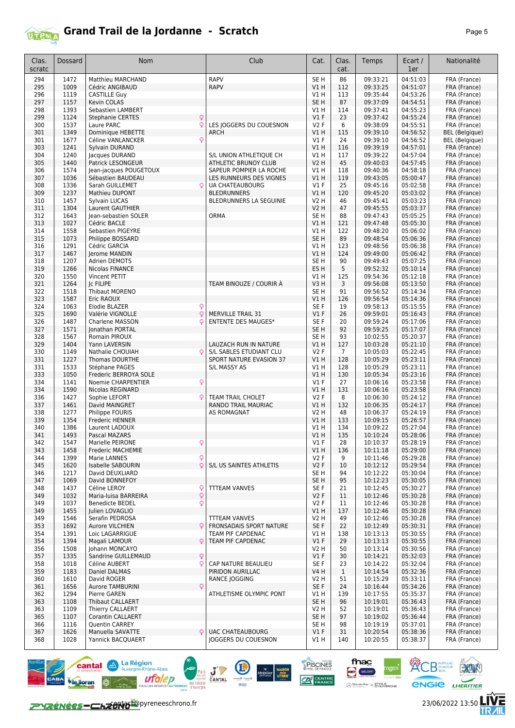# Grand Trail de la Jordanne - Scratch

| Clas. scratc | Dossard | Nom | | Club | Cat. | Clas. cat. | Temps | Ecart / 1er | Nationalité |
|---|---|---|---|---|---|---|---|---|---|
| 294 | 1472 | Matthieu MARCHAND | | RAPV | SE H | 86 | 09:33:21 | 04:51:03 | FRA (France) |
| 295 | 1009 | Cédric ANGIBAUD | | RAPV | V1 H | 112 | 09:33:25 | 04:51:07 | FRA (France) |
| 296 | 1119 | CASTILLE Guy | | | V1 H | 113 | 09:35:44 | 04:53:26 | FRA (France) |
| 297 | 1157 | Kevin COLAS | | | SE H | 87 | 09:37:09 | 04:54:51 | FRA (France) |
| 298 | 1393 | Sebastien LAMBERT | | | V1 H | 114 | 09:37:41 | 04:55:23 | FRA (France) |
| 299 | 1124 | Stephanie CERTES | ♀ | | V1 F | 23 | 09:37:42 | 04:55:24 | FRA (France) |
| 300 | 1537 | Laure PARC | ♀ | LES JOGGERS DU COUESNON | V2 F | 6 | 09:38:09 | 04:55:51 | FRA (France) |
| 301 | 1349 | Dominique HEBETTE | | ARCH | V1 H | 115 | 09:39:10 | 04:56:52 | BEL (Belgique) |
| 301 | 1677 | Céline VANLANCKER | ♀ | | V1 F | 24 | 09:39:10 | 04:56:52 | BEL (Belgique) |
| 303 | 1241 | Sylvain DURAND | | | V1 H | 116 | 09:39:19 | 04:57:01 | FRA (France) |
| 304 | 1240 | Jacques DURAND | | S/L UNION ATHLETIQUE CH | V1 H | 117 | 09:39:22 | 04:57:04 | FRA (France) |
| 305 | 1440 | Patrick LESONGEUR | | ATHLETIC BRUNOY CLUB | V2 H | 45 | 09:40:03 | 04:57:45 | FRA (France) |
| 306 | 1574 | Jean-jacques POUGETOUX | | SAPEUR POMPIER LA ROCHE | V1 H | 118 | 09:40:36 | 04:58:18 | FRA (France) |
| 307 | 1036 | Sébastien BAUDEAU | | LES RUNNEURS DES VIGNES | V1 H | 119 | 09:43:05 | 05:00:47 | FRA (France) |
| 308 | 1336 | Sarah GUILLEMET | ♀ | UA CHATEAUBOURG | V1 F | 25 | 09:45:16 | 05:02:58 | FRA (France) |
| 309 | 1237 | Mathieu DUPONT | | BLEDRUNNERS | V1 H | 120 | 09:45:20 | 05:03:02 | FRA (France) |
| 310 | 1457 | Sylvain LUCAS | | BLEDRUNNERS LA SEGUINIE | V2 H | 46 | 09:45:41 | 05:03:23 | FRA (France) |
| 311 | 1304 | Laurent GAUTHIER | | | V2 H | 47 | 09:45:55 | 05:03:37 | FRA (France) |
| 312 | 1643 | Jean-sebastien SOLER | | ORMA | SE H | 88 | 09:47:43 | 05:05:25 | FRA (France) |
| 313 | 1027 | Cédric BACLE | | | V1 H | 121 | 09:47:48 | 05:05:30 | FRA (France) |
| 314 | 1558 | Sebastien PIGEYRE | | | V1 H | 122 | 09:48:20 | 05:06:02 | FRA (France) |
| 315 | 1073 | Philippe BOSSARD | | | SE H | 89 | 09:48:54 | 05:06:36 | FRA (France) |
| 316 | 1291 | Cédric GARCIA | | | V1 H | 123 | 09:48:56 | 05:06:38 | FRA (France) |
| 317 | 1467 | Jerome MANDIN | | | V1 H | 124 | 09:49:00 | 05:06:42 | FRA (France) |
| 318 | 1207 | Adrien DEMOTS | | | SE H | 90 | 09:49:43 | 05:07:25 | FRA (France) |
| 319 | 1266 | Nicolas FINANCE | | | ES H | 5 | 09:52:32 | 05:10:14 | FRA (France) |
| 320 | 1550 | Vincent PETIT | | | V1 H | 125 | 09:54:36 | 05:12:18 | FRA (France) |
| 321 | 1264 | Jc FILIPE | | TEAM BINOUZE / COURIR À | V3 H | 3 | 09:56:08 | 05:13:50 | FRA (France) |
| 322 | 1518 | Thibaut MORENO | | | SE H | 91 | 09:56:52 | 05:14:34 | FRA (France) |
| 323 | 1587 | Eric RAOUX | | | V1 H | 126 | 09:56:54 | 05:14:36 | FRA (France) |
| 324 | 1063 | Elodie BLAZER | ♀ | | SE F | 19 | 09:58:13 | 05:15:55 | FRA (France) |
| 325 | 1690 | Valérie VIGNOLLE | ♀ | MERVILLE TRAIL 31 | V1 F | 26 | 09:59:01 | 05:16:43 | FRA (France) |
| 326 | 1487 | Charlene MASSON | ♀ | ENTENTE DES MAUGES* | SE F | 20 | 09:59:24 | 05:17:06 | FRA (France) |
| 327 | 1571 | Jonathan PORTAL | | | SE H | 92 | 09:59:25 | 05:17:07 | FRA (France) |
| 328 | 1567 | Romain PIROUX | | | SE H | 93 | 10:02:55 | 05:20:37 | FRA (France) |
| 329 | 1404 | Yann LAVERSIN | | LAUZACH RUN IN NATURE | V1 H | 127 | 10:03:28 | 05:21:10 | FRA (France) |
| 330 | 1149 | Nathalie CHOUIAH | ♀ | S/L SABLES ETUDIANT CLU | V2 F | 7 | 10:05:03 | 05:22:45 | FRA (France) |
| 331 | 1227 | Thomas DOURTHE | | SPORT NATURE EVASION 37 | V1 H | 128 | 10:05:29 | 05:23:11 | FRA (France) |
| 331 | 1533 | Stéphane PAGES | | S/L MASSY AS | V1 H | 128 | 10:05:29 | 05:23:11 | FRA (France) |
| 333 | 1050 | Frederic BERROYA SOLE | | | V1 H | 130 | 10:05:34 | 05:23:16 | FRA (France) |
| 334 | 1141 | Noemie CHARPENTIER | ♀ | | V1 F | 27 | 10:06:16 | 05:23:58 | FRA (France) |
| 334 | 1590 | Nicolas REGINARD | | | V1 H | 131 | 10:06:16 | 05:23:58 | FRA (France) |
| 336 | 1427 | Sophie LEFORT | ♀ | TEAM TRAIL CHOLET | V2 F | 8 | 10:06:30 | 05:24:12 | FRA (France) |
| 337 | 1461 | David MAINGRET | | RANDO TRAIL MAURIAC | V1 H | 132 | 10:06:35 | 05:24:17 | FRA (France) |
| 338 | 1277 | Philippe FOURIS | | AS ROMAGNAT | V2 H | 48 | 10:06:37 | 05:24:19 | FRA (France) |
| 339 | 1354 | Frederic HENNER | | | V1 H | 133 | 10:09:15 | 05:26:57 | FRA (France) |
| 340 | 1386 | Laurent LADOUX | | | V1 H | 134 | 10:09:22 | 05:27:04 | FRA (France) |
| 341 | 1493 | Pascal MAZARS | | | V1 H | 135 | 10:10:24 | 05:28:06 | FRA (France) |
| 342 | 1547 | Marielle PEIRONE | ♀ | | V1 F | 28 | 10:10:37 | 05:28:19 | FRA (France) |
| 343 | 1458 | Frederic MACHEMIE | | | V1 H | 136 | 10:11:18 | 05:29:00 | FRA (France) |
| 344 | 1399 | Marie LANNES | ♀ | | V2 F | 9 | 10:11:46 | 05:29:28 | FRA (France) |
| 345 | 1620 | Isabelle SABOURIN | ♀ | S/L US SAINTES ATHLETIS | V2 F | 10 | 10:12:12 | 05:29:54 | FRA (France) |
| 346 | 1217 | David DEUXLIARD | | | SE H | 94 | 10:12:22 | 05:30:04 | FRA (France) |
| 347 | 1069 | David BONNEFOY | | | SE H | 95 | 10:12:23 | 05:30:05 | FRA (France) |
| 348 | 1437 | Céline LEROY | ♀ | TTTEAM VANVES | SE F | 21 | 10:12:45 | 05:30:27 | FRA (France) |
| 349 | 1032 | Maria-luisa BARREIRA | ♀ | | V2 F | 11 | 10:12:46 | 05:30:28 | FRA (France) |
| 349 | 1037 | Benedicte BEDEL | ♀ | | V2 F | 11 | 10:12:46 | 05:30:28 | FRA (France) |
| 349 | 1455 | Julien LOVAGLIO | | | V1 H | 137 | 10:12:46 | 05:30:28 | FRA (France) |
| 349 | 1546 | Serafin PEDROSA | | TTTEAM VANVES | V2 H | 49 | 10:12:46 | 05:30:28 | FRA (France) |
| 353 | 1692 | Aurore VILCHIEN | ♀ | FRONSADAIS SPORT NATURE | SE F | 22 | 10:12:49 | 05:30:31 | FRA (France) |
| 354 | 1391 | Loic LAGARRIGUE | | TEAM PIF CAPDENAC | V1 H | 138 | 10:13:13 | 05:30:55 | FRA (France) |
| 354 | 1394 | Magali LAMOUR | ♀ | TEAM PIF CAPDENAC | V1 F | 29 | 10:13:13 | 05:30:55 | FRA (France) |
| 356 | 1508 | Johann MONCAYO | | | V2 H | 50 | 10:13:14 | 05:30:56 | FRA (France) |
| 357 | 1335 | Sandrine GUILLEMAUD | ♀ | | V1 F | 30 | 10:14:21 | 05:32:03 | FRA (France) |
| 358 | 1018 | Céline AUBERT | ♀ | CAP NATURE BEAULIEU | SE F | 23 | 10:14:22 | 05:32:04 | FRA (France) |
| 359 | 1183 | Daniel DALMAS | | PIRIDON AURILLAC | V4 H | 1 | 10:14:54 | 05:32:36 | FRA (France) |
| 360 | 1610 | David ROGER | | RANCE JOGGING | V2 H | 51 | 10:15:29 | 05:33:11 | FRA (France) |
| 361 | 1656 | Aurore TAMBURINI | ♀ | | SE F | 24 | 10:16:44 | 05:34:26 | FRA (France) |
| 362 | 1294 | Pierre GAREN | | ATHLETISME OLYMPIC PONT | V1 H | 139 | 10:17:55 | 05:35:37 | FRA (France) |
| 363 | 1108 | Thibaut CALLAERT | | | SE H | 96 | 10:19:01 | 05:36:43 | FRA (France) |
| 363 | 1109 | Thierry CALLAERT | | | V2 H | 52 | 10:19:01 | 05:36:43 | FRA (France) |
| 365 | 1107 | Corantin CALLAERT | | | SE H | 97 | 10:19:02 | 05:36:44 | FRA (France) |
| 366 | 1116 | Quentin CARREY | | | SE H | 98 | 10:19:19 | 05:37:01 | FRA (France) |
| 367 | 1626 | Manuella SAVATTE | ♀ | UAC CHATEAUBOURG | V1 F | 31 | 10:20:54 | 05:38:36 | FRA (France) |
| 368 | 1028 | Yannick BACQUAERT | | JOGGERS DU COUESNON | V1 H | 140 | 10:20:55 | 05:38:37 | FRA (France) |

contact@pyreneeschrono.fr

23/06/2022 13:50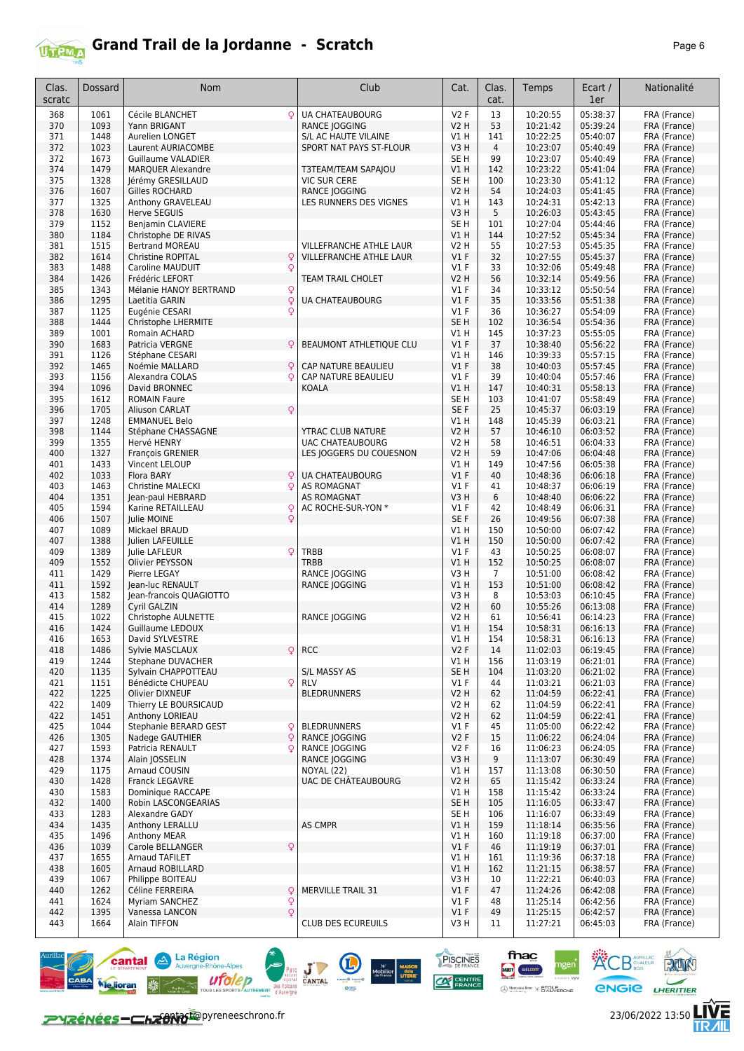# Grand Trail de la Jordanne - Scratch

| Clas. scratc | Dossard | Nom | Club | Cat. | Clas. cat. | Temps | Ecart / 1er | Nationalité |
|---|---|---|---|---|---|---|---|---|
| 368 | 1061 | Cécile BLANCHET ♀ | UA CHATEAUBOURG | V2 F | 13 | 10:20:55 | 05:38:37 | FRA (France) |
| 370 | 1093 | Yann BRIGANT | RANCE JOGGING | V2 H | 53 | 10:21:42 | 05:39:24 | FRA (France) |
| 371 | 1448 | Aurelien LONGET | S/L AC HAUTE VILAINE | V1 H | 141 | 10:22:25 | 05:40:07 | FRA (France) |
| 372 | 1023 | Laurent AURIACOMBE | SPORT NAT PAYS ST-FLOUR | V3 H | 4 | 10:23:07 | 05:40:49 | FRA (France) |
| 372 | 1673 | Guillaume VALADIER | | SE H | 99 | 10:23:07 | 05:40:49 | FRA (France) |
| 374 | 1479 | MARQUER Alexandre | T3TEAM/TEAM SAPAJOU | V1 H | 142 | 10:23:22 | 05:41:04 | FRA (France) |
| 375 | 1328 | Jérémy GRESILLAUD | VIC SUR CERE | SE H | 100 | 10:23:30 | 05:41:12 | FRA (France) |
| 376 | 1607 | Gilles ROCHARD | RANCE JOGGING | V2 H | 54 | 10:24:03 | 05:41:45 | FRA (France) |
| 377 | 1325 | Anthony GRAVELEAU | LES RUNNERS DES VIGNES | V1 H | 143 | 10:24:31 | 05:42:13 | FRA (France) |
| 378 | 1630 | Herve SEGUIS | | V3 H | 5 | 10:26:03 | 05:43:45 | FRA (France) |
| 379 | 1152 | Benjamin CLAVIERE | | SE H | 101 | 10:27:04 | 05:44:46 | FRA (France) |
| 380 | 1184 | Christophe DE RIVAS | | V1 H | 144 | 10:27:52 | 05:45:34 | FRA (France) |
| 381 | 1515 | Bertrand MOREAU | VILLEFRANCHE ATHLE LAUR | V2 H | 55 | 10:27:53 | 05:45:35 | FRA (France) |
| 382 | 1614 | Christine ROPITAL ♀ | VILLEFRANCHE ATHLE LAUR | V1 F | 32 | 10:27:55 | 05:45:37 | FRA (France) |
| 383 | 1488 | Caroline MAUDUIT ♀ | | V1 F | 33 | 10:32:06 | 05:49:48 | FRA (France) |
| 384 | 1426 | Frédéric LEFORT | TEAM TRAIL CHOLET | V2 H | 56 | 10:32:14 | 05:49:56 | FRA (France) |
| 385 | 1343 | Mélanie HANOY BERTRAND ♀ | | V1 F | 34 | 10:33:12 | 05:50:54 | FRA (France) |
| 386 | 1295 | Laetitia GARIN ♀ | UA CHATEAUBOURG | V1 F | 35 | 10:33:56 | 05:51:38 | FRA (France) |
| 387 | 1125 | Eugénie CESARI ♀ | | V1 F | 36 | 10:36:27 | 05:54:09 | FRA (France) |
| 388 | 1444 | Christophe LHERMITE | | SE H | 102 | 10:36:54 | 05:54:36 | FRA (France) |
| 389 | 1001 | Romain ACHARD | | V1 H | 145 | 10:37:23 | 05:55:05 | FRA (France) |
| 390 | 1683 | Patricia VERGNE ♀ | BEAUMONT ATHLETIQUE CLU | V1 F | 37 | 10:38:40 | 05:56:22 | FRA (France) |
| 391 | 1126 | Stéphane CESARI | | V1 H | 146 | 10:39:33 | 05:57:15 | FRA (France) |
| 392 | 1465 | Noémie MALLARD ♀ | CAP NATURE BEAULIEU | V1 F | 38 | 10:40:03 | 05:57:45 | FRA (France) |
| 393 | 1156 | Alexandra COLAS ♀ | CAP NATURE BEAULIEU | V1 F | 39 | 10:40:04 | 05:57:46 | FRA (France) |
| 394 | 1096 | David BRONNEC | KOALA | V1 H | 147 | 10:40:31 | 05:58:13 | FRA (France) |
| 395 | 1612 | ROMAIN Faure | | SE H | 103 | 10:41:07 | 05:58:49 | FRA (France) |
| 396 | 1705 | Aliuson CARLAT ♀ | | SE F | 25 | 10:45:37 | 06:03:19 | FRA (France) |
| 397 | 1248 | EMMANUEL Belo | | V1 H | 148 | 10:45:39 | 06:03:21 | FRA (France) |
| 398 | 1144 | Stéphane CHASSAGNE | YTRAC CLUB NATURE | V2 H | 57 | 10:46:10 | 06:03:52 | FRA (France) |
| 399 | 1355 | Hervé HENRY | UAC CHATEAUBOURG | V2 H | 58 | 10:46:51 | 06:04:33 | FRA (France) |
| 400 | 1327 | François GRENIER | LES JOGGERS DU COUESNON | V2 H | 59 | 10:47:06 | 06:04:48 | FRA (France) |
| 401 | 1433 | Vincent LELOUP | | V1 H | 149 | 10:47:56 | 06:05:38 | FRA (France) |
| 402 | 1033 | Flora BARY ♀ | UA CHATEAUBOURG | V1 F | 40 | 10:48:36 | 06:06:18 | FRA (France) |
| 403 | 1463 | Christine MALECKI ♀ | AS ROMAGNAT | V1 F | 41 | 10:48:37 | 06:06:19 | FRA (France) |
| 404 | 1351 | Jean-paul HEBRARD | AS ROMAGNAT | V3 H | 6 | 10:48:40 | 06:06:22 | FRA (France) |
| 405 | 1594 | Karine RETAILLEAU ♀ | AC ROCHE-SUR-YON * | V1 F | 42 | 10:48:49 | 06:06:31 | FRA (France) |
| 406 | 1507 | Julie MOINE ♀ | | SE F | 26 | 10:49:56 | 06:07:38 | FRA (France) |
| 407 | 1089 | Mickael BRAUD | | V1 H | 150 | 10:50:00 | 06:07:42 | FRA (France) |
| 407 | 1388 | Julien LAFEUILLE | | V1 H | 150 | 10:50:00 | 06:07:42 | FRA (France) |
| 409 | 1389 | Julie LAFLEUR ♀ | TRBB | V1 F | 43 | 10:50:25 | 06:08:07 | FRA (France) |
| 409 | 1552 | Olivier PEYSSON | TRBB | V1 H | 152 | 10:50:25 | 06:08:07 | FRA (France) |
| 411 | 1429 | Pierre LEGAY | RANCE JOGGING | V3 H | 7 | 10:51:00 | 06:08:42 | FRA (France) |
| 411 | 1592 | Jean-luc RENAULT | RANCE JOGGING | V1 H | 153 | 10:51:00 | 06:08:42 | FRA (France) |
| 413 | 1582 | Jean-francois QUAGIOTTO | | V3 H | 8 | 10:53:03 | 06:10:45 | FRA (France) |
| 414 | 1289 | Cyril GALZIN | | V2 H | 60 | 10:55:26 | 06:13:08 | FRA (France) |
| 415 | 1022 | Christophe AULNETTE | RANCE JOGGING | V2 H | 61 | 10:56:41 | 06:14:23 | FRA (France) |
| 416 | 1424 | Guillaume LEDOUX | | V1 H | 154 | 10:58:31 | 06:16:13 | FRA (France) |
| 416 | 1653 | David SYLVESTRE | | V1 H | 154 | 10:58:31 | 06:16:13 | FRA (France) |
| 418 | 1486 | Sylvie MASCLAUX ♀ | RCC | V2 F | 14 | 11:02:03 | 06:19:45 | FRA (France) |
| 419 | 1244 | Stephane DUVACHER | | V1 H | 156 | 11:03:19 | 06:21:01 | FRA (France) |
| 420 | 1135 | Sylvain CHAPPOTTEAU | S/L MASSY AS | SE H | 104 | 11:03:20 | 06:21:02 | FRA (France) |
| 421 | 1151 | Bénédicte CHUPEAU ♀ | RLV | V1 F | 44 | 11:03:21 | 06:21:03 | FRA (France) |
| 422 | 1225 | Olivier DIXNEUF | BLEDRUNNERS | V2 H | 62 | 11:04:59 | 06:22:41 | FRA (France) |
| 422 | 1409 | Thierry LE BOURSICAUD | | V2 H | 62 | 11:04:59 | 06:22:41 | FRA (France) |
| 422 | 1451 | Anthony LORIEAU | | V2 H | 62 | 11:04:59 | 06:22:41 | FRA (France) |
| 425 | 1044 | Stephanie BERARD GEST ♀ | BLEDRUNNERS | V1 F | 45 | 11:05:00 | 06:22:42 | FRA (France) |
| 426 | 1305 | Nadege GAUTHIER ♀ | RANCE JOGGING | V2 F | 15 | 11:06:22 | 06:24:04 | FRA (France) |
| 427 | 1593 | Patricia RENAULT ♀ | RANCE JOGGING | V2 F | 16 | 11:06:23 | 06:24:05 | FRA (France) |
| 428 | 1374 | Alain JOSSELIN | RANCE JOGGING | V3 H | 9 | 11:13:07 | 06:30:49 | FRA (France) |
| 429 | 1175 | Arnaud COUSIN | NOYAL (22) | V1 H | 157 | 11:13:08 | 06:30:50 | FRA (France) |
| 430 | 1428 | Franck LEGAVRE | UAC DE CHÂTEAUBOURG | V2 H | 65 | 11:15:42 | 06:33:24 | FRA (France) |
| 430 | 1583 | Dominique RACCAPE | | V1 H | 158 | 11:15:42 | 06:33:24 | FRA (France) |
| 432 | 1400 | Robin LASCONGEARIAS | | SE H | 105 | 11:16:05 | 06:33:47 | FRA (France) |
| 433 | 1283 | Alexandre GADY | | SE H | 106 | 11:16:07 | 06:33:49 | FRA (France) |
| 434 | 1435 | Anthony LERALLU | AS CMPR | V1 H | 159 | 11:18:14 | 06:35:56 | FRA (France) |
| 435 | 1496 | Anthony MEAR | | V1 H | 160 | 11:19:18 | 06:37:00 | FRA (France) |
| 436 | 1039 | Carole BELLANGER ♀ | | V1 F | 46 | 11:19:19 | 06:37:01 | FRA (France) |
| 437 | 1655 | Arnaud TAFILET | | V1 H | 161 | 11:19:36 | 06:37:18 | FRA (France) |
| 438 | 1605 | Arnaud ROBILLARD | | V1 H | 162 | 11:21:15 | 06:38:57 | FRA (France) |
| 439 | 1067 | Philippe BOITEAU | | V3 H | 10 | 11:22:21 | 06:40:03 | FRA (France) |
| 440 | 1262 | Céline FERREIRA ♀ | MERVILLE TRAIL 31 | V1 F | 47 | 11:24:26 | 06:42:08 | FRA (France) |
| 441 | 1624 | Myriam SANCHEZ ♀ | | V1 F | 48 | 11:25:14 | 06:42:56 | FRA (France) |
| 442 | 1395 | Vanessa LANCON ♀ | | V1 F | 49 | 11:25:15 | 06:42:57 | FRA (France) |
| 443 | 1664 | Alain TIFFON | CLUB DES ECUREUILS | V3 H | 11 | 11:27:21 | 06:45:03 | FRA (France) |

contact@pyreneeschrono.fr

23/06/2022 13:50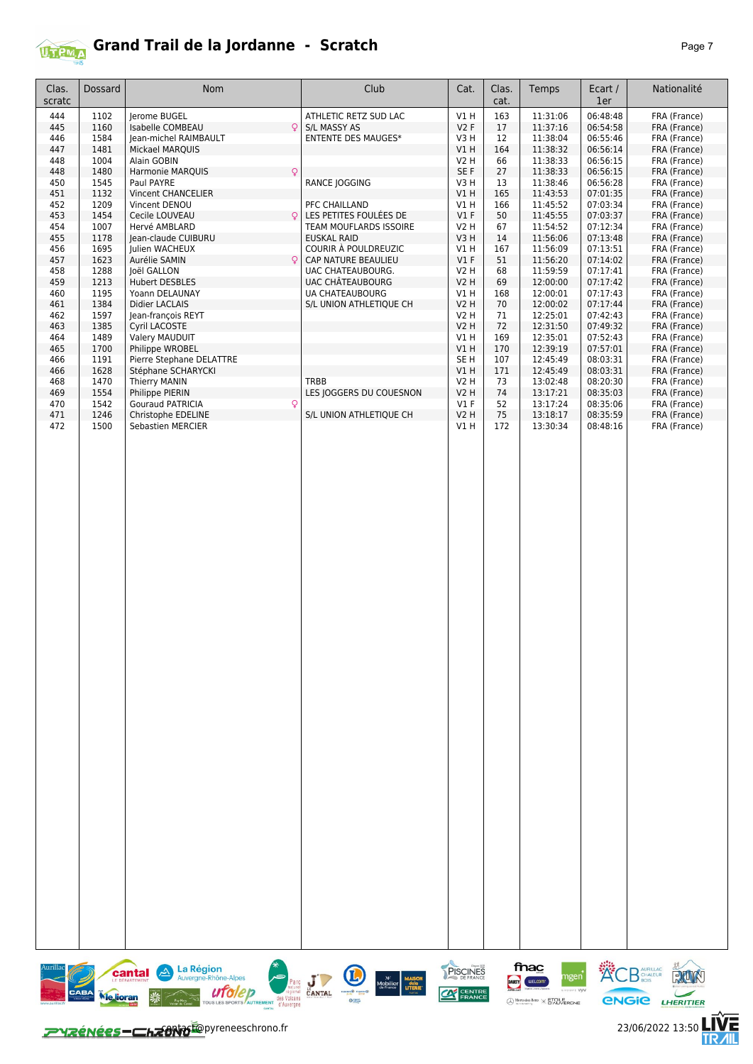# Grand Trail de la Jordanne - Scratch

| Clas. scratc | Dossard | Nom | Club | Cat. | Clas. cat. | Temps | Ecart / 1er | Nationalité |
|---|---|---|---|---|---|---|---|---|
| 444 | 1102 | Jerome BUGEL | ATHLETIC RETZ SUD LAC | V1 H | 163 | 11:31:06 | 06:48:48 | FRA (France) |
| 445 | 1160 | Isabelle COMBEAU ♀ | S/L MASSY AS | V2 F | 17 | 11:37:16 | 06:54:58 | FRA (France) |
| 446 | 1584 | Jean-michel RAIMBAULT | ENTENTE DES MAUGES* | V3 H | 12 | 11:38:04 | 06:55:46 | FRA (France) |
| 447 | 1481 | Mickael MARQUIS | | V1 H | 164 | 11:38:32 | 06:56:14 | FRA (France) |
| 448 | 1004 | Alain GOBIN | | V2 H | 66 | 11:38:33 | 06:56:15 | FRA (France) |
| 448 | 1480 | Harmonie MARQUIS ♀ | | SE F | 27 | 11:38:33 | 06:56:15 | FRA (France) |
| 450 | 1545 | Paul PAYRE | RANCE JOGGING | V3 H | 13 | 11:38:46 | 06:56:28 | FRA (France) |
| 451 | 1132 | Vincent CHANCELIER | | V1 H | 165 | 11:43:53 | 07:01:35 | FRA (France) |
| 452 | 1209 | Vincent DENOU | PFC CHAILLAND | V1 H | 166 | 11:45:52 | 07:03:34 | FRA (France) |
| 453 | 1454 | Cecile LOUVEAU ♀ | LES PETITES FOULÉES DE | V1 F | 50 | 11:45:55 | 07:03:37 | FRA (France) |
| 454 | 1007 | Hervé AMBLARD | TEAM MOUFLARDS ISSOIRE | V2 H | 67 | 11:54:52 | 07:12:34 | FRA (France) |
| 455 | 1178 | Jean-claude CUIBURU | EUSKAL RAID | V3 H | 14 | 11:56:06 | 07:13:48 | FRA (France) |
| 456 | 1695 | Julien WACHEUX | COURIR À POULDREUZIC | V1 H | 167 | 11:56:09 | 07:13:51 | FRA (France) |
| 457 | 1623 | Aurélie SAMIN ♀ | CAP NATURE BEAULIEU | V1 F | 51 | 11:56:20 | 07:14:02 | FRA (France) |
| 458 | 1288 | Joël GALLON | UAC CHATEAUBOURG. | V2 H | 68 | 11:59:59 | 07:17:41 | FRA (France) |
| 459 | 1213 | Hubert DESBLES | UAC CHÂTEAUBOURG | V2 H | 69 | 12:00:00 | 07:17:42 | FRA (France) |
| 460 | 1195 | Yoann DELAUNAY | UA CHATEAUBOURG | V1 H | 168 | 12:00:01 | 07:17:43 | FRA (France) |
| 461 | 1384 | Didier LACLAIS | S/L UNION ATHLETIQUE CH | V2 H | 70 | 12:00:02 | 07:17:44 | FRA (France) |
| 462 | 1597 | Jean-françois REYT | | V2 H | 71 | 12:25:01 | 07:42:43 | FRA (France) |
| 463 | 1385 | Cyril LACOSTE | | V2 H | 72 | 12:31:50 | 07:49:32 | FRA (France) |
| 464 | 1489 | Valery MAUDUIT | | V1 H | 169 | 12:35:01 | 07:52:43 | FRA (France) |
| 465 | 1700 | Philippe WROBEL | | V1 H | 170 | 12:39:19 | 07:57:01 | FRA (France) |
| 466 | 1191 | Pierre Stephane DELATTRE | | SE H | 107 | 12:45:49 | 08:03:31 | FRA (France) |
| 466 | 1628 | Stéphane SCHARYCKI | | V1 H | 171 | 12:45:49 | 08:03:31 | FRA (France) |
| 468 | 1470 | Thierry MANIN | TRBB | V2 H | 73 | 13:02:48 | 08:20:30 | FRA (France) |
| 469 | 1554 | Philippe PIERIN | LES JOGGERS DU COUESNON | V2 H | 74 | 13:17:21 | 08:35:03 | FRA (France) |
| 470 | 1542 | Gouraud PATRICIA ♀ | | V1 F | 52 | 13:17:24 | 08:35:06 | FRA (France) |
| 471 | 1246 | Christophe EDELINE | S/L UNION ATHLETIQUE CH | V2 H | 75 | 13:18:17 | 08:35:59 | FRA (France) |
| 472 | 1500 | Sebastien MERCIER | | V1 H | 172 | 13:30:34 | 08:48:16 | FRA (France) |

contact@pyreneeschrono.fr

23/06/2022 13:50